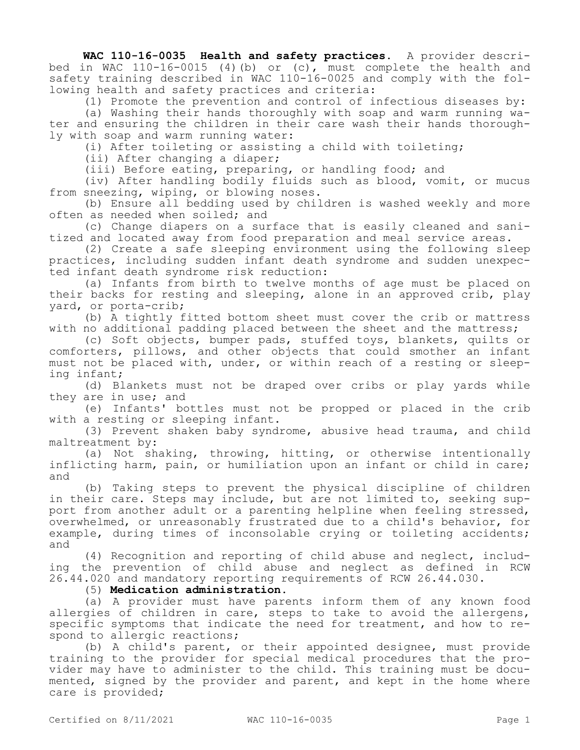**WAC 110-16-0035 Health and safety practices.** A provider described in WAC 110-16-0015 (4)(b) or (c), must complete the health and safety training described in WAC 110-16-0025 and comply with the following health and safety practices and criteria:

(1) Promote the prevention and control of infectious diseases by:

(a) Washing their hands thoroughly with soap and warm running water and ensuring the children in their care wash their hands thoroughly with soap and warm running water:

(i) After toileting or assisting a child with toileting;

(ii) After changing a diaper;

(iii) Before eating, preparing, or handling food; and

(iv) After handling bodily fluids such as blood, vomit, or mucus from sneezing, wiping, or blowing noses.

(b) Ensure all bedding used by children is washed weekly and more often as needed when soiled; and

(c) Change diapers on a surface that is easily cleaned and sanitized and located away from food preparation and meal service areas.

(2) Create a safe sleeping environment using the following sleep practices, including sudden infant death syndrome and sudden unexpected infant death syndrome risk reduction:

(a) Infants from birth to twelve months of age must be placed on their backs for resting and sleeping, alone in an approved crib, play yard, or porta-crib;

(b) A tightly fitted bottom sheet must cover the crib or mattress with no additional padding placed between the sheet and the mattress;

(c) Soft objects, bumper pads, stuffed toys, blankets, quilts or comforters, pillows, and other objects that could smother an infant must not be placed with, under, or within reach of a resting or sleeping infant;

(d) Blankets must not be draped over cribs or play yards while they are in use; and

(e) Infants' bottles must not be propped or placed in the crib with a resting or sleeping infant.

(3) Prevent shaken baby syndrome, abusive head trauma, and child maltreatment by:

(a) Not shaking, throwing, hitting, or otherwise intentionally inflicting harm, pain, or humiliation upon an infant or child in care; and

(b) Taking steps to prevent the physical discipline of children in their care. Steps may include, but are not limited to, seeking support from another adult or a parenting helpline when feeling stressed, overwhelmed, or unreasonably frustrated due to a child's behavior, for example, during times of inconsolable crying or toileting accidents; and

(4) Recognition and reporting of child abuse and neglect, including the prevention of child abuse and neglect as defined in RCW 26.44.020 and mandatory reporting requirements of RCW 26.44.030.

(5) **Medication administration.**

(a) A provider must have parents inform them of any known food allergies of children in care, steps to take to avoid the allergens, specific symptoms that indicate the need for treatment, and how to respond to allergic reactions;

(b) A child's parent, or their appointed designee, must provide training to the provider for special medical procedures that the provider may have to administer to the child. This training must be documented, signed by the provider and parent, and kept in the home where care is provided;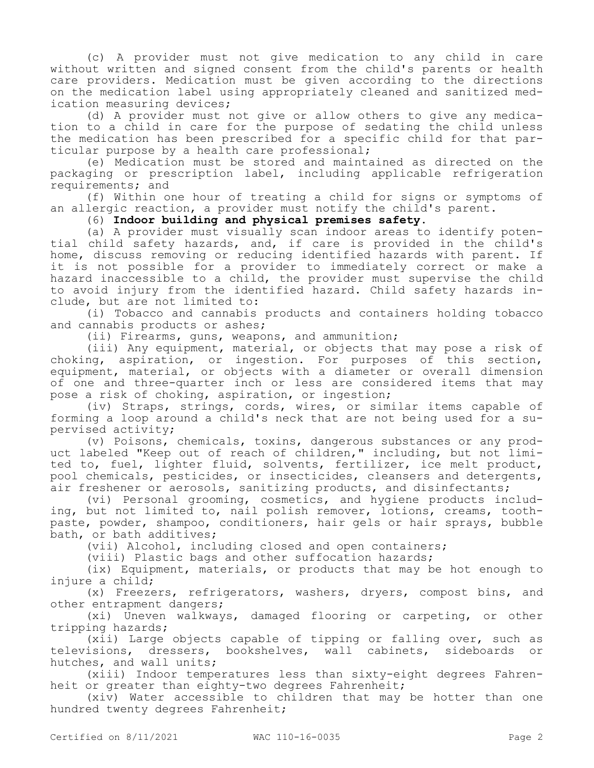(c) A provider must not give medication to any child in care without written and signed consent from the child's parents or health care providers. Medication must be given according to the directions on the medication label using appropriately cleaned and sanitized medication measuring devices;

(d) A provider must not give or allow others to give any medication to a child in care for the purpose of sedating the child unless the medication has been prescribed for a specific child for that particular purpose by a health care professional;

(e) Medication must be stored and maintained as directed on the packaging or prescription label, including applicable refrigeration requirements; and

(f) Within one hour of treating a child for signs or symptoms of an allergic reaction, a provider must notify the child's parent.

(6) **Indoor building and physical premises safety.**

(a) A provider must visually scan indoor areas to identify potential child safety hazards, and, if care is provided in the child's home, discuss removing or reducing identified hazards with parent. If it is not possible for a provider to immediately correct or make a hazard inaccessible to a child, the provider must supervise the child to avoid injury from the identified hazard. Child safety hazards include, but are not limited to:

(i) Tobacco and cannabis products and containers holding tobacco and cannabis products or ashes;

(ii) Firearms, guns, weapons, and ammunition;

(iii) Any equipment, material, or objects that may pose a risk of choking, aspiration, or ingestion. For purposes of this section, equipment, material, or objects with a diameter or overall dimension of one and three-quarter inch or less are considered items that may pose a risk of choking, aspiration, or ingestion;

(iv) Straps, strings, cords, wires, or similar items capable of forming a loop around a child's neck that are not being used for a supervised activity;

(v) Poisons, chemicals, toxins, dangerous substances or any product labeled "Keep out of reach of children," including, but not limited to, fuel, lighter fluid, solvents, fertilizer, ice melt product, pool chemicals, pesticides, or insecticides, cleansers and detergents, air freshener or aerosols, sanitizing products, and disinfectants;

(vi) Personal grooming, cosmetics, and hygiene products including, but not limited to, nail polish remover, lotions, creams, toothpaste, powder, shampoo, conditioners, hair gels or hair sprays, bubble bath, or bath additives;

(vii) Alcohol, including closed and open containers;

(viii) Plastic bags and other suffocation hazards;

(ix) Equipment, materials, or products that may be hot enough to injure a child;

(x) Freezers, refrigerators, washers, dryers, compost bins, and other entrapment dangers;

(xi) Uneven walkways, damaged flooring or carpeting, or other tripping hazards;

(xii) Large objects capable of tipping or falling over, such as televisions, dressers, bookshelves, wall cabinets, sideboards or hutches, and wall units;

(xiii) Indoor temperatures less than sixty-eight degrees Fahrenheit or greater than eighty-two degrees Fahrenheit;

(xiv) Water accessible to children that may be hotter than one hundred twenty degrees Fahrenheit;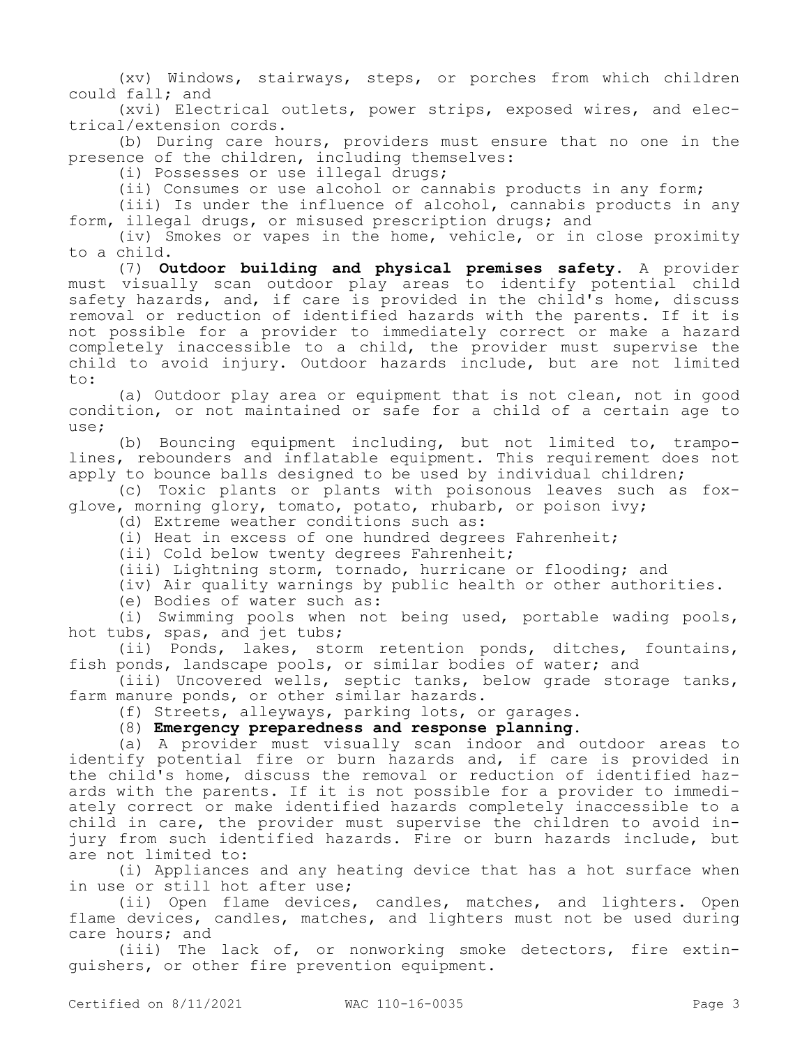(xv) Windows, stairways, steps, or porches from which children could fall; and

(xvi) Electrical outlets, power strips, exposed wires, and electrical/extension cords.

(b) During care hours, providers must ensure that no one in the presence of the children, including themselves:

(i) Possesses or use illegal drugs;

(ii) Consumes or use alcohol or cannabis products in any form;

(iii) Is under the influence of alcohol, cannabis products in any form, illegal drugs, or misused prescription drugs; and

(iv) Smokes or vapes in the home, vehicle, or in close proximity to a child.

(7) **Outdoor building and physical premises safety.** A provider must visually scan outdoor play areas to identify potential child safety hazards, and, if care is provided in the child's home, discuss removal or reduction of identified hazards with the parents. If it is not possible for a provider to immediately correct or make a hazard completely inaccessible to a child, the provider must supervise the child to avoid injury. Outdoor hazards include, but are not limited to:

(a) Outdoor play area or equipment that is not clean, not in good condition, or not maintained or safe for a child of a certain age to use;

(b) Bouncing equipment including, but not limited to, trampolines, rebounders and inflatable equipment. This requirement does not apply to bounce balls designed to be used by individual children;

(c) Toxic plants or plants with poisonous leaves such as foxglove, morning glory, tomato, potato, rhubarb, or poison ivy;

(d) Extreme weather conditions such as:

(i) Heat in excess of one hundred degrees Fahrenheit;

(ii) Cold below twenty degrees Fahrenheit;

(iii) Lightning storm, tornado, hurricane or flooding; and

(iv) Air quality warnings by public health or other authorities.

(e) Bodies of water such as:

(i) Swimming pools when not being used, portable wading pools, hot tubs, spas, and jet tubs;

(ii) Ponds, lakes, storm retention ponds, ditches, fountains, fish ponds, landscape pools, or similar bodies of water; and

(iii) Uncovered wells, septic tanks, below grade storage tanks, farm manure ponds, or other similar hazards.

(f) Streets, alleyways, parking lots, or garages.

(8) **Emergency preparedness and response planning.**

(a) A provider must visually scan indoor and outdoor areas to identify potential fire or burn hazards and, if care is provided in the child's home, discuss the removal or reduction of identified hazards with the parents. If it is not possible for a provider to immediately correct or make identified hazards completely inaccessible to a child in care, the provider must supervise the children to avoid injury from such identified hazards. Fire or burn hazards include, but are not limited to:

(i) Appliances and any heating device that has a hot surface when in use or still hot after use;

(ii) Open flame devices, candles, matches, and lighters. Open flame devices, candles, matches, and lighters must not be used during care hours; and

(iii) The lack of, or nonworking smoke detectors, fire extinguishers, or other fire prevention equipment.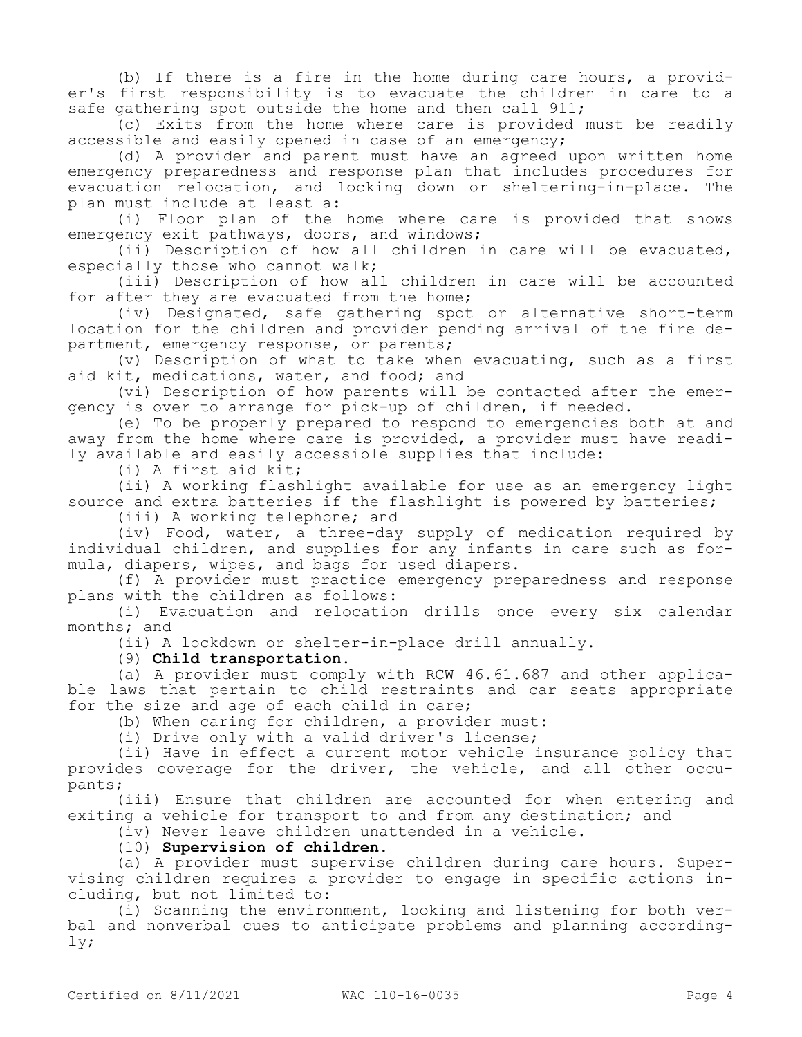(b) If there is a fire in the home during care hours, a provider's first responsibility is to evacuate the children in care to a safe gathering spot outside the home and then call 911;

(c) Exits from the home where care is provided must be readily accessible and easily opened in case of an emergency;

(d) A provider and parent must have an agreed upon written home emergency preparedness and response plan that includes procedures for evacuation relocation, and locking down or sheltering-in-place. The plan must include at least a:

(i) Floor plan of the home where care is provided that shows emergency exit pathways, doors, and windows;

(ii) Description of how all children in care will be evacuated, especially those who cannot walk;

(iii) Description of how all children in care will be accounted for after they are evacuated from the home;

(iv) Designated, safe gathering spot or alternative short-term location for the children and provider pending arrival of the fire department, emergency response, or parents;

(v) Description of what to take when evacuating, such as a first aid kit, medications, water, and food; and

(vi) Description of how parents will be contacted after the emergency is over to arrange for pick-up of children, if needed.

(e) To be properly prepared to respond to emergencies both at and away from the home where care is provided, a provider must have readily available and easily accessible supplies that include:

(i) A first aid kit;

(ii) A working flashlight available for use as an emergency light source and extra batteries if the flashlight is powered by batteries;

(iii) A working telephone; and

(iv) Food, water, a three-day supply of medication required by individual children, and supplies for any infants in care such as formula, diapers, wipes, and bags for used diapers.

(f) A provider must practice emergency preparedness and response plans with the children as follows:

(i) Evacuation and relocation drills once every six calendar months; and

(ii) A lockdown or shelter-in-place drill annually.

(9) **Child transportation.**

(a) A provider must comply with RCW 46.61.687 and other applicable laws that pertain to child restraints and car seats appropriate for the size and age of each child in care;

(b) When caring for children, a provider must:

(i) Drive only with a valid driver's license;

(ii) Have in effect a current motor vehicle insurance policy that provides coverage for the driver, the vehicle, and all other occupants;

(iii) Ensure that children are accounted for when entering and exiting a vehicle for transport to and from any destination; and

(iv) Never leave children unattended in a vehicle.

(10) **Supervision of children.**

(a) A provider must supervise children during care hours. Supervising children requires a provider to engage in specific actions including, but not limited to:

(i) Scanning the environment, looking and listening for both verbal and nonverbal cues to anticipate problems and planning accordingly;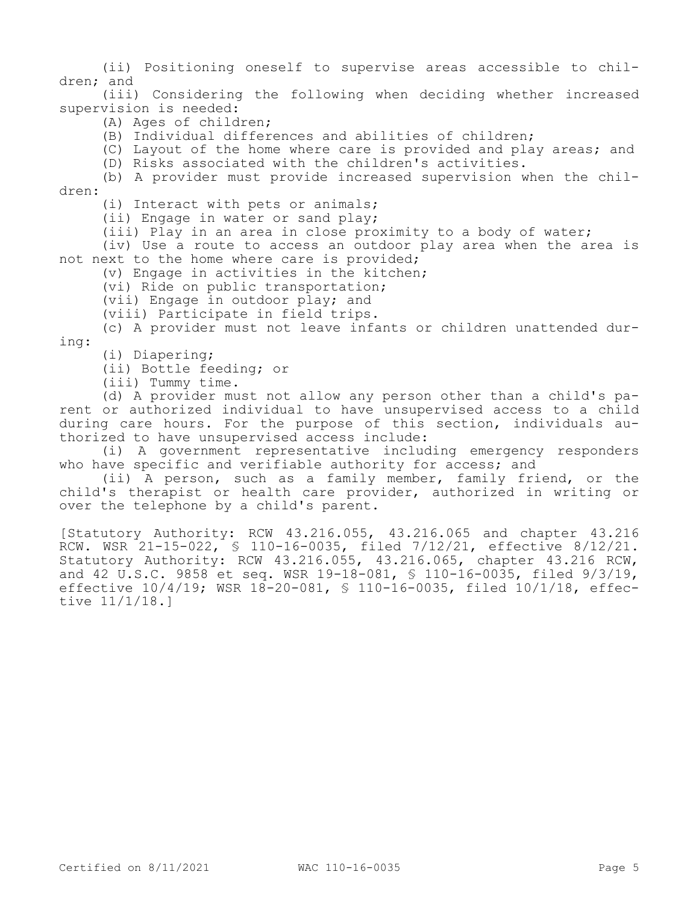(ii) Positioning oneself to supervise areas accessible to children; and

(iii) Considering the following when deciding whether increased supervision is needed:

(A) Ages of children;

(B) Individual differences and abilities of children;

(C) Layout of the home where care is provided and play areas; and

(D) Risks associated with the children's activities.

(b) A provider must provide increased supervision when the children:

(i) Interact with pets or animals;

(ii) Engage in water or sand play;

(iii) Play in an area in close proximity to a body of water;

(iv) Use a route to access an outdoor play area when the area is not next to the home where care is provided;

(v) Engage in activities in the kitchen;

(vi) Ride on public transportation;

(vii) Engage in outdoor play; and

(viii) Participate in field trips.

(c) A provider must not leave infants or children unattended during:

(i) Diapering;

(ii) Bottle feeding; or

(iii) Tummy time.

(d) A provider must not allow any person other than a child's parent or authorized individual to have unsupervised access to a child during care hours. For the purpose of this section, individuals authorized to have unsupervised access include:

(i) A government representative including emergency responders who have specific and verifiable authority for access; and

(ii) A person, such as a family member, family friend, or the child's therapist or health care provider, authorized in writing or over the telephone by a child's parent.

[Statutory Authority: RCW 43.216.055, 43.216.065 and chapter 43.216 RCW. WSR 21-15-022, § 110-16-0035, filed 7/12/21, effective 8/12/21. Statutory Authority: RCW 43.216.055, 43.216.065, chapter 43.216 RCW, and 42 U.S.C. 9858 et seq. WSR 19-18-081, § 110-16-0035, filed 9/3/19, effective 10/4/19; WSR 18-20-081, § 110-16-0035, filed 10/1/18, effective 11/1/18.]